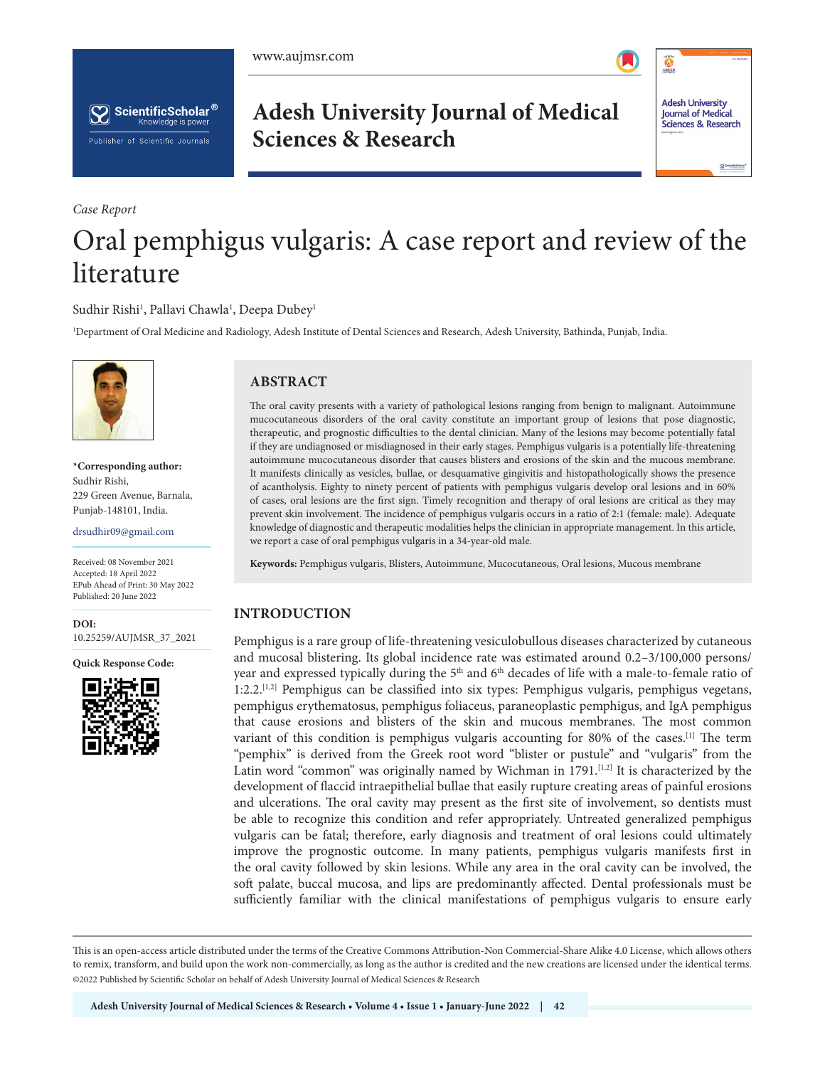*Case Report*

# Oral pemphigus vulgaris: A case report and review of the literature

Sudhir Rishi[1], Pallavi Chawla[1], Deepa Dubey[1]

[1]Department of Oral Medicine and Radiology, Adesh Institute of Dental Sciences and Research, Adesh University, Bathinda, Punjab, India.

**\*Corresponding author:**
Sudhir Rishi,
229 Green Avenue, Barnala,
Punjab-148101, India.

drsudhir09@gmail.com

Received: 08 November 2021
Accepted: 18 April 2022
EPub Ahead of Print: 30 May 2022
Published: 20 June 2022

**DOI:**
10.25259/AUJMSR_37_2021

**Quick Response Code:**

## ABSTRACT

The oral cavity presents with a variety of pathological lesions ranging from benign to malignant. Autoimmune mucocutaneous disorders of the oral cavity constitute an important group of lesions that pose diagnostic, therapeutic, and prognostic difficulties to the dental clinician. Many of the lesions may become potentially fatal if they are undiagnosed or misdiagnosed in their early stages. Pemphigus vulgaris is a potentially life-threatening autoimmune mucocutaneous disorder that causes blisters and erosions of the skin and the mucous membrane. It manifests clinically as vesicles, bullae, or desquamative gingivitis and histopathologically shows the presence of acantholysis. Eighty to ninety percent of patients with pemphigus vulgaris develop oral lesions and in 60% of cases, oral lesions are the first sign. Timely recognition and therapy of oral lesions are critical as they may prevent skin involvement. The incidence of pemphigus vulgaris occurs in a ratio of 2:1 (female: male). Adequate knowledge of diagnostic and therapeutic modalities helps the clinician in appropriate management. In this article, we report a case of oral pemphigus vulgaris in a 34-year-old male.

**Keywords:** Pemphigus vulgaris, Blisters, Autoimmune, Mucocutaneous, Oral lesions, Mucous membrane

## INTRODUCTION

Pemphigus is a rare group of life-threatening vesiculobullous diseases characterized by cutaneous and mucosal blistering. Its global incidence rate was estimated around 0.2–3/100,000 persons/year and expressed typically during the 5th and 6th decades of life with a male-to-female ratio of 1:2.2.[1,2] Pemphigus can be classified into six types: Pemphigus vulgaris, pemphigus vegetans, pemphigus erythematosus, pemphigus foliaceus, paraneoplastic pemphigus, and IgA pemphigus that cause erosions and blisters of the skin and mucous membranes. The most common variant of this condition is pemphigus vulgaris accounting for 80% of the cases.[1] The term "pemphix" is derived from the Greek root word "blister or pustule" and "vulgaris" from the Latin word "common" was originally named by Wichman in 1791.[1,2] It is characterized by the development of flaccid intraepithelial bullae that easily rupture creating areas of painful erosions and ulcerations. The oral cavity may present as the first site of involvement, so dentists must be able to recognize this condition and refer appropriately. Untreated generalized pemphigus vulgaris can be fatal; therefore, early diagnosis and treatment of oral lesions could ultimately improve the prognostic outcome. In many patients, pemphigus vulgaris manifests first in the oral cavity followed by skin lesions. While any area in the oral cavity can be involved, the soft palate, buccal mucosa, and lips are predominantly affected. Dental professionals must be sufficiently familiar with the clinical manifestations of pemphigus vulgaris to ensure early

This is an open-access article distributed under the terms of the Creative Commons Attribution-Non Commercial-Share Alike 4.0 License, which allows others to remix, transform, and build upon the work non-commercially, as long as the author is credited and the new creations are licensed under the identical terms.
©2022 Published by Scientific Scholar on behalf of Adesh University Journal of Medical Sciences & Research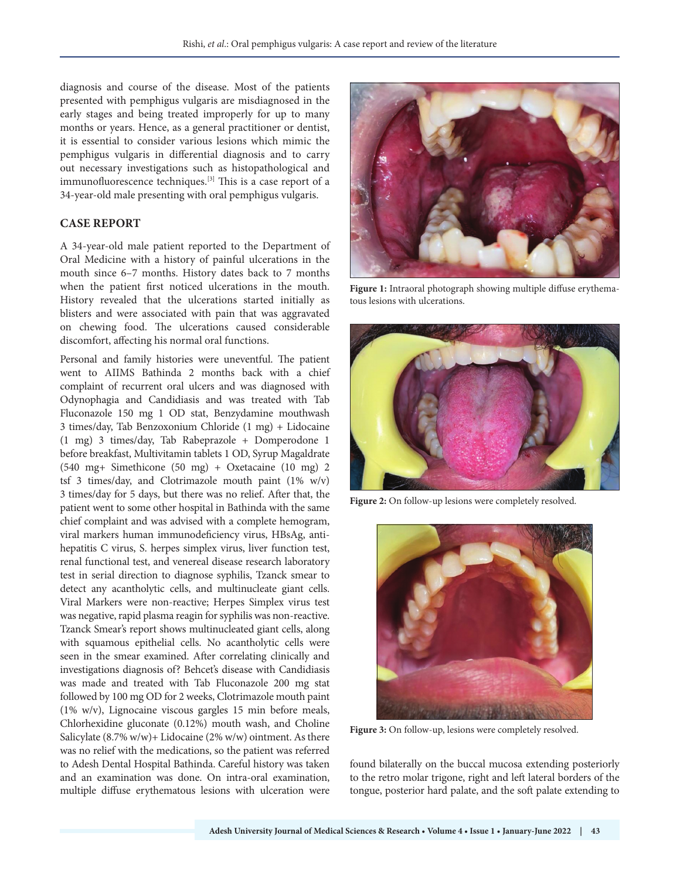diagnosis and course of the disease. Most of the patients presented with pemphigus vulgaris are misdiagnosed in the early stages and being treated improperly for up to many months or years. Hence, as a general practitioner or dentist, it is essential to consider various lesions which mimic the pemphigus vulgaris in differential diagnosis and to carry out necessary investigations such as histopathological and immunofluorescence techniques.[3] This is a case report of a 34-year-old male presenting with oral pemphigus vulgaris.

## CASE REPORT

A 34-year-old male patient reported to the Department of Oral Medicine with a history of painful ulcerations in the mouth since 6–7 months. History dates back to 7 months when the patient first noticed ulcerations in the mouth. History revealed that the ulcerations started initially as blisters and were associated with pain that was aggravated on chewing food. The ulcerations caused considerable discomfort, affecting his normal oral functions.

Personal and family histories were uneventful. The patient went to AIIMS Bathinda 2 months back with a chief complaint of recurrent oral ulcers and was diagnosed with Odynophagia and Candidiasis and was treated with Tab Fluconazole 150 mg 1 OD stat, Benzydamine mouthwash 3 times/day, Tab Benzoxonium Chloride (1 mg) + Lidocaine (1 mg) 3 times/day, Tab Rabeprazole + Domperodone 1 before breakfast, Multivitamin tablets 1 OD, Syrup Magaldrate (540 mg+ Simethicone (50 mg) + Oxetacaine (10 mg) 2 tsf 3 times/day, and Clotrimazole mouth paint (1% w/v) 3 times/day for 5 days, but there was no relief. After that, the patient went to some other hospital in Bathinda with the same chief complaint and was advised with a complete hemogram, viral markers human immunodeficiency virus, HBsAg, anti-hepatitis C virus, S. herpes simplex virus, liver function test, renal functional test, and venereal disease research laboratory test in serial direction to diagnose syphilis, Tzanck smear to detect any acantholytic cells, and multinucleate giant cells. Viral Markers were non-reactive; Herpes Simplex virus test was negative, rapid plasma reagin for syphilis was non-reactive. Tzanck Smear's report shows multinucleated giant cells, along with squamous epithelial cells. No acantholytic cells were seen in the smear examined. After correlating clinically and investigations diagnosis of? Behcet's disease with Candidiasis was made and treated with Tab Fluconazole 200 mg stat followed by 100 mg OD for 2 weeks, Clotrimazole mouth paint (1% w/v), Lignocaine viscous gargles 15 min before meals, Chlorhexidine gluconate (0.12%) mouth wash, and Choline Salicylate (8.7% w/w)+ Lidocaine (2% w/w) ointment. As there was no relief with the medications, so the patient was referred to Adesh Dental Hospital Bathinda. Careful history was taken and an examination was done. On intra-oral examination, multiple diffuse erythematous lesions with ulceration were found bilaterally on the buccal mucosa extending posteriorly to the retro molar trigone, right and left lateral borders of the tongue, posterior hard palate, and the soft palate extending to

**Figure 1:** Intraoral photograph showing multiple diffuse erythematous lesions with ulcerations.

**Figure 2:** On follow-up lesions were completely resolved.

**Figure 3:** On follow-up, lesions were completely resolved.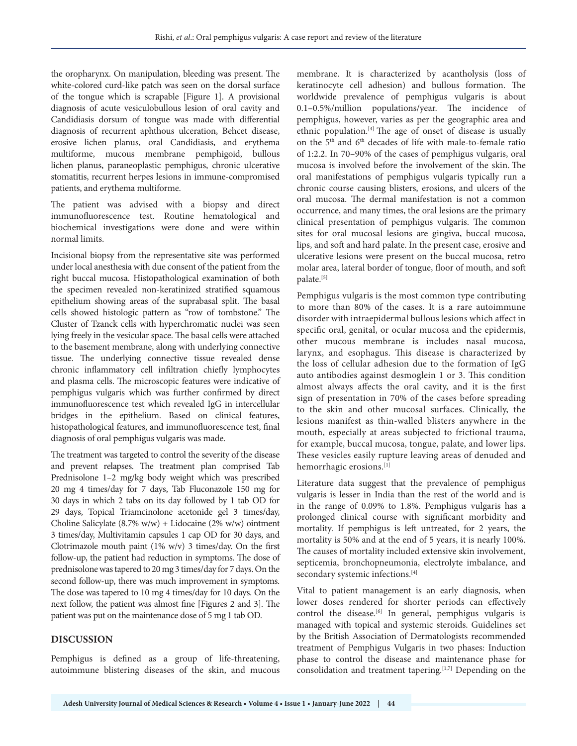the oropharynx. On manipulation, bleeding was present. The white-colored curd-like patch was seen on the dorsal surface of the tongue which is scrapable [Figure 1]. A provisional diagnosis of acute vesiculobullous lesion of oral cavity and Candidiasis dorsum of tongue was made with differential diagnosis of recurrent aphthous ulceration, Behcet disease, erosive lichen planus, oral Candidiasis, and erythema multiforme, mucous membrane pemphigoid, bullous lichen planus, paraneoplastic pemphigus, chronic ulcerative stomatitis, recurrent herpes lesions in immune-compromised patients, and erythema multiforme.

The patient was advised with a biopsy and direct immunofluorescence test. Routine hematological and biochemical investigations were done and were within normal limits.

Incisional biopsy from the representative site was performed under local anesthesia with due consent of the patient from the right buccal mucosa. Histopathological examination of both the specimen revealed non-keratinized stratified squamous epithelium showing areas of the suprabasal split. The basal cells showed histologic pattern as "row of tombstone." The Cluster of Tzanck cells with hyperchromatic nuclei was seen lying freely in the vesicular space. The basal cells were attached to the basement membrane, along with underlying connective tissue. The underlying connective tissue revealed dense chronic inflammatory cell infiltration chiefly lymphocytes and plasma cells. The microscopic features were indicative of pemphigus vulgaris which was further confirmed by direct immunofluorescence test which revealed IgG in intercellular bridges in the epithelium. Based on clinical features, histopathological features, and immunofluorescence test, final diagnosis of oral pemphigus vulgaris was made.

The treatment was targeted to control the severity of the disease and prevent relapses. The treatment plan comprised Tab Prednisolone 1–2 mg/kg body weight which was prescribed 20 mg 4 times/day for 7 days, Tab Fluconazole 150 mg for 30 days in which 2 tabs on its day followed by 1 tab OD for 29 days, Topical Triamcinolone acetonide gel 3 times/day, Choline Salicylate (8.7% w/w) + Lidocaine (2% w/w) ointment 3 times/day, Multivitamin capsules 1 cap OD for 30 days, and Clotrimazole mouth paint (1% w/v) 3 times/day. On the first follow-up, the patient had reduction in symptoms. The dose of prednisolone was tapered to 20 mg 3 times/day for 7 days. On the second follow-up, there was much improvement in symptoms. The dose was tapered to 10 mg 4 times/day for 10 days. On the next follow, the patient was almost fine [Figures 2 and 3]. The patient was put on the maintenance dose of 5 mg 1 tab OD.

## DISCUSSION

Pemphigus is defined as a group of life-threatening, autoimmune blistering diseases of the skin, and mucous membrane. It is characterized by acantholysis (loss of keratinocyte cell adhesion) and bullous formation. The worldwide prevalence of pemphigus vulgaris is about 0.1–0.5%/million populations/year. The incidence of pemphigus, however, varies as per the geographic area and ethnic population.[4] The age of onset of disease is usually on the 5th and 6th decades of life with male-to-female ratio of 1:2.2. In 70–90% of the cases of pemphigus vulgaris, oral mucosa is involved before the involvement of the skin. The oral manifestations of pemphigus vulgaris typically run a chronic course causing blisters, erosions, and ulcers of the oral mucosa. The dermal manifestation is not a common occurrence, and many times, the oral lesions are the primary clinical presentation of pemphigus vulgaris. The common sites for oral mucosal lesions are gingiva, buccal mucosa, lips, and soft and hard palate. In the present case, erosive and ulcerative lesions were present on the buccal mucosa, retro molar area, lateral border of tongue, floor of mouth, and soft palate.[5]

Pemphigus vulgaris is the most common type contributing to more than 80% of the cases. It is a rare autoimmune disorder with intraepidermal bullous lesions which affect in specific oral, genital, or ocular mucosa and the epidermis, other mucous membrane is includes nasal mucosa, larynx, and esophagus. This disease is characterized by the loss of cellular adhesion due to the formation of IgG auto antibodies against desmoglein 1 or 3. This condition almost always affects the oral cavity, and it is the first sign of presentation in 70% of the cases before spreading to the skin and other mucosal surfaces. Clinically, the lesions manifest as thin-walled blisters anywhere in the mouth, especially at areas subjected to frictional trauma, for example, buccal mucosa, tongue, palate, and lower lips. These vesicles easily rupture leaving areas of denuded and hemorrhagic erosions.[1]

Literature data suggest that the prevalence of pemphigus vulgaris is lesser in India than the rest of the world and is in the range of 0.09% to 1.8%. Pemphigus vulgaris has a prolonged clinical course with significant morbidity and mortality. If pemphigus is left untreated, for 2 years, the mortality is 50% and at the end of 5 years, it is nearly 100%. The causes of mortality included extensive skin involvement, septicemia, bronchopneumonia, electrolyte imbalance, and secondary systemic infections.[4]

Vital to patient management is an early diagnosis, when lower doses rendered for shorter periods can effectively control the disease.[6] In general, pemphigus vulgaris is managed with topical and systemic steroids. Guidelines set by the British Association of Dermatologists recommended treatment of Pemphigus Vulgaris in two phases: Induction phase to control the disease and maintenance phase for consolidation and treatment tapering.[1,7] Depending on the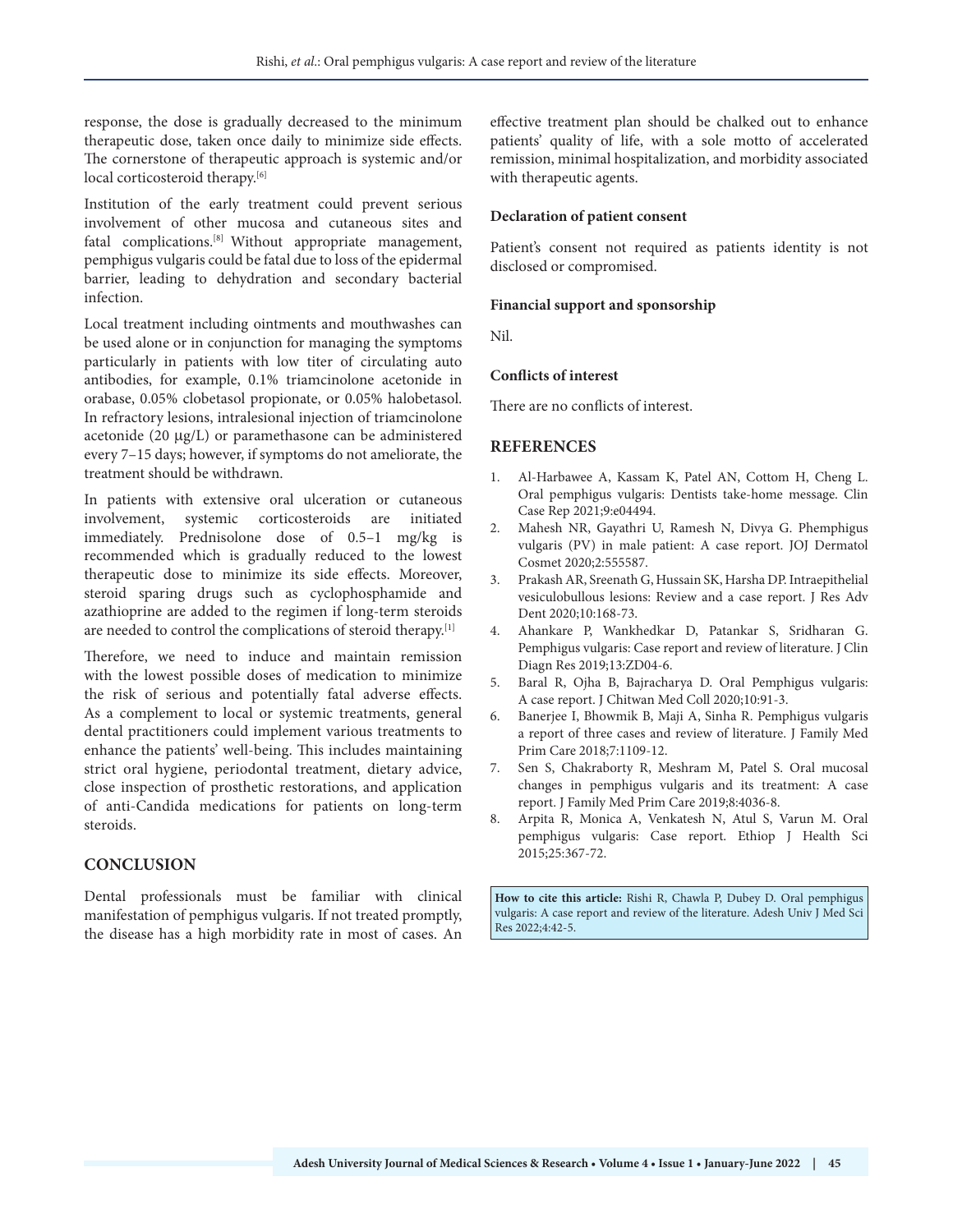response, the dose is gradually decreased to the minimum therapeutic dose, taken once daily to minimize side effects. The cornerstone of therapeutic approach is systemic and/or local corticosteroid therapy.[6]

Institution of the early treatment could prevent serious involvement of other mucosa and cutaneous sites and fatal complications.[8] Without appropriate management, pemphigus vulgaris could be fatal due to loss of the epidermal barrier, leading to dehydration and secondary bacterial infection.

Local treatment including ointments and mouthwashes can be used alone or in conjunction for managing the symptoms particularly in patients with low titer of circulating auto antibodies, for example, 0.1% triamcinolone acetonide in orabase, 0.05% clobetasol propionate, or 0.05% halobetasol. In refractory lesions, intralesional injection of triamcinolone acetonide (20 μg/L) or paramethasone can be administered every 7–15 days; however, if symptoms do not ameliorate, the treatment should be withdrawn.

In patients with extensive oral ulceration or cutaneous involvement, systemic corticosteroids are initiated immediately. Prednisolone dose of 0.5–1 mg/kg is recommended which is gradually reduced to the lowest therapeutic dose to minimize its side effects. Moreover, steroid sparing drugs such as cyclophosphamide and azathioprine are added to the regimen if long-term steroids are needed to control the complications of steroid therapy.[1]

Therefore, we need to induce and maintain remission with the lowest possible doses of medication to minimize the risk of serious and potentially fatal adverse effects. As a complement to local or systemic treatments, general dental practitioners could implement various treatments to enhance the patients' well-being. This includes maintaining strict oral hygiene, periodontal treatment, dietary advice, close inspection of prosthetic restorations, and application of anti-Candida medications for patients on long-term steroids.

## CONCLUSION

Dental professionals must be familiar with clinical manifestation of pemphigus vulgaris. If not treated promptly, the disease has a high morbidity rate in most of cases. An effective treatment plan should be chalked out to enhance patients' quality of life, with a sole motto of accelerated remission, minimal hospitalization, and morbidity associated with therapeutic agents.

### Declaration of patient consent

Patient's consent not required as patients identity is not disclosed or compromised.

### Financial support and sponsorship

Nil.

### Conflicts of interest

There are no conflicts of interest.

## REFERENCES

1. Al-Harbawee A, Kassam K, Patel AN, Cottom H, Cheng L. Oral pemphigus vulgaris: Dentists take-home message. Clin Case Rep 2021;9:e04494.
2. Mahesh NR, Gayathri U, Ramesh N, Divya G. Phemphigus vulgaris (PV) in male patient: A case report. JOJ Dermatol Cosmet 2020;2:555587.
3. Prakash AR, Sreenath G, Hussain SK, Harsha DP. Intraepithelial vesiculobullous lesions: Review and a case report. J Res Adv Dent 2020;10:168-73.
4. Ahankare P, Wankhedkar D, Patankar S, Sridharan G. Pemphigus vulgaris: Case report and review of literature. J Clin Diagn Res 2019;13:ZD04-6.
5. Baral R, Ojha B, Bajracharya D. Oral Pemphigus vulgaris: A case report. J Chitwan Med Coll 2020;10:91-3.
6. Banerjee I, Bhowmik B, Maji A, Sinha R. Pemphigus vulgaris a report of three cases and review of literature. J Family Med Prim Care 2018;7:1109-12.
7. Sen S, Chakraborty R, Meshram M, Patel S. Oral mucosal changes in pemphigus vulgaris and its treatment: A case report. J Family Med Prim Care 2019;8:4036-8.
8. Arpita R, Monica A, Venkatesh N, Atul S, Varun M. Oral pemphigus vulgaris: Case report. Ethiop J Health Sci 2015;25:367-72.

**How to cite this article:** Rishi R, Chawla P, Dubey D. Oral pemphigus vulgaris: A case report and review of the literature. Adesh Univ J Med Sci Res 2022;4:42-5.